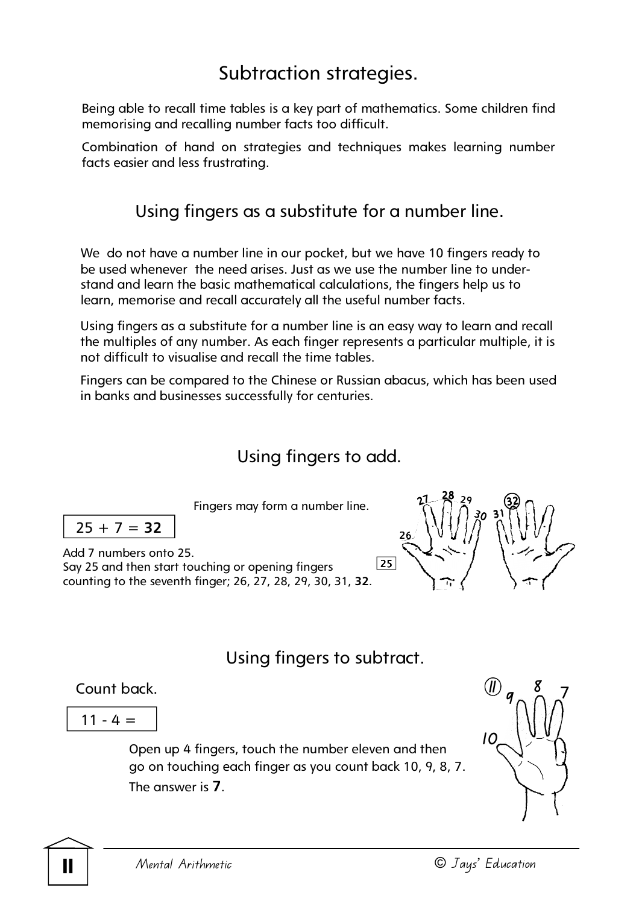# Subtraction strategies.

Being able to recall time tables is a key part of mathematics. Some children find memorising and recalling number facts too difficult.

Combination of hand on strategies and techniques makes learning number facts easier and less frustrating.

## Using fingers as a substitute for a number line.

We do not have a number line in our pocket, but we have 10 fingers ready to be used whenever the need arises. Just as we use the number line to understand and learn the basic mathematical calculations, the fingers help us to learn, memorise and recall accurately all the useful number facts.

Using fingers as a substitute for a number line is an easy way to learn and recall the multiples of any number. As each finger represents a particular multiple, it is not difficult to visualise and recall the time tables.

Fingers can be compared to the Chinese or Russian abacus, which has been used in banks and businesses successfully for centuries.

## Using fingers to add.

Fingers may form a number line.

25 + 7 = **32**

Add 7 numbers onto 25.
Say 25 and then start touching or opening fingers counting to the seventh finger; 26, 27, 28, 29, 30, 31, **32**.

## Using fingers to subtract.

Count back.

11 - 4 =

Open up 4 fingers, touch the number eleven and then go on touching each finger as you count back 10, 9, 8, 7.

The answer is **7**.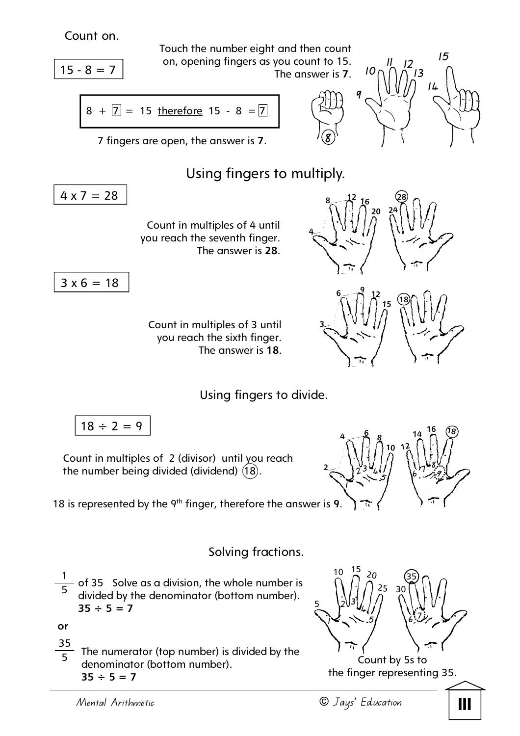Count on.

$15 - 8 = 7$

Touch the number eight and then count on, opening fingers as you count to 15. The answer is **7**.

$8 + \boxed{7} = 15$ <u>therefore</u> $15 - 8 = \boxed{7}$

7 fingers are open, the answer is **7**.

## Using fingers to multiply.

$4 \times 7 = 28$

Count in multiples of 4 until you reach the seventh finger. The answer is **28**.

$3 \times 6 = 18$

Count in multiples of 3 until you reach the sixth finger. The answer is **18**.

## Using fingers to divide.

$18 \div 2 = 9$

Count in multiples of 2 (divisor) until you reach the number being divided (dividend) (18).

18 is represented by the 9th finger, therefore the answer is **9**.

## Solving fractions.

$\frac{1}{5}$ of 35 Solve as a division, the whole number is divided by the denominator (bottom number).
**$35 \div 5 = 7$**

**or**

$\frac{35}{5}$ The numerator (top number) is divided by the denominator (bottom number).
**$35 \div 5 = 7$**

Count by 5s to the finger representing 35.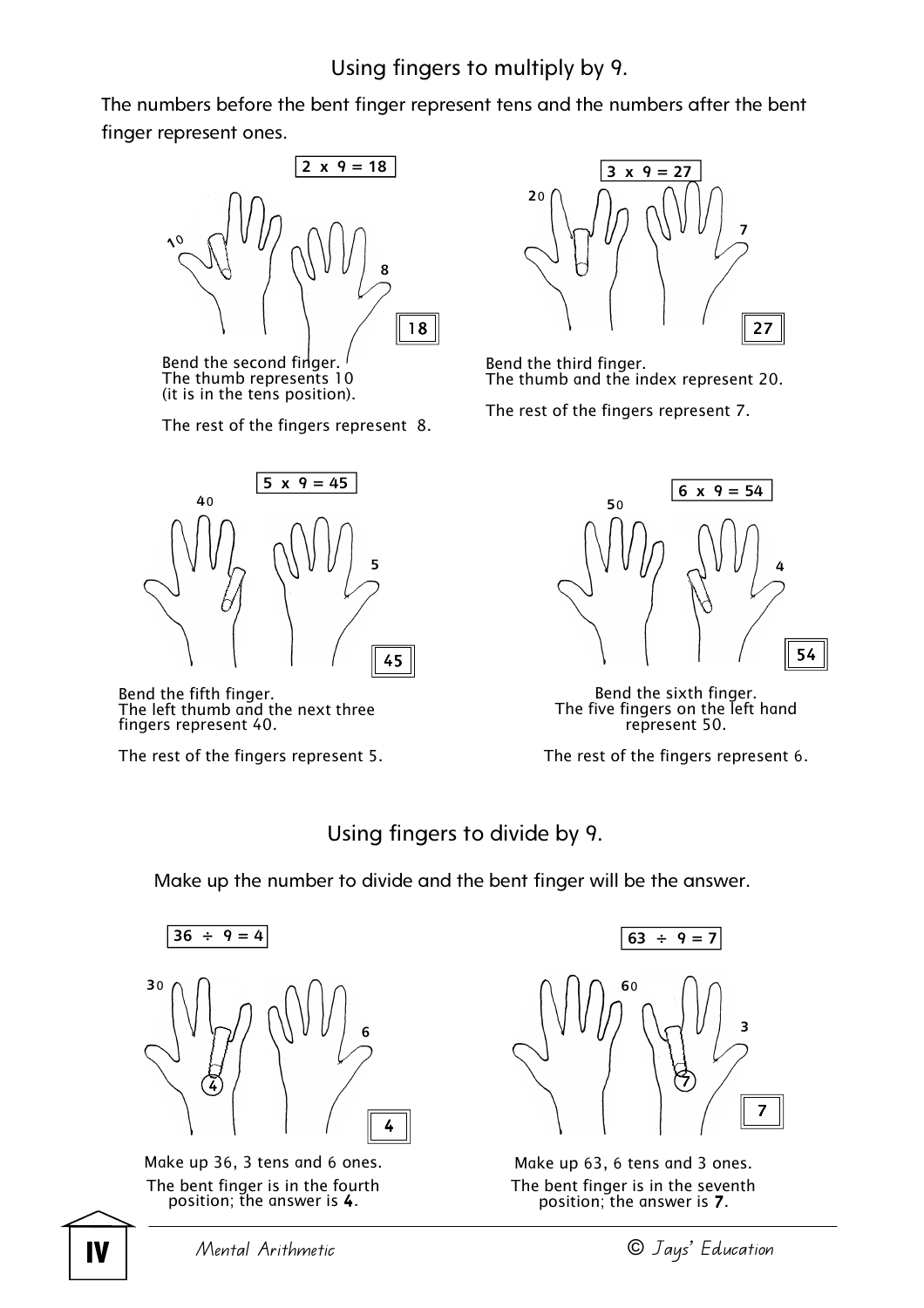## Using fingers to multiply by 9.

The numbers before the bent finger represent tens and the numbers after the bent finger represent ones.

**2 x 9 = 18**

10 8

**18**

Bend the second finger.
The thumb represents 10
(it is in the tens position).

The rest of the fingers represent 8.

**3 x 9 = 27**

20 7

**27**

Bend the third finger.
The thumb and the index represent 20.

The rest of the fingers represent 7.

**5 x 9 = 45**

40 5

**45**

Bend the fifth finger.
The left thumb and the next three fingers represent 40.

The rest of the fingers represent 5.

**6 x 9 = 54**

50 4

**54**

Bend the sixth finger.
The five fingers on the left hand represent 50.

The rest of the fingers represent 6.

## Using fingers to divide by 9.

Make up the number to divide and the bent finger will be the answer.

**36 ÷ 9 = 4**

30 6 4

**4**

Make up 36, 3 tens and 6 ones.
The bent finger is in the fourth position; the answer is **4**.

**63 ÷ 9 = 7**

60 3 7

**7**

Make up 63, 6 tens and 3 ones.
The bent finger is in the seventh position; the answer is **7**.